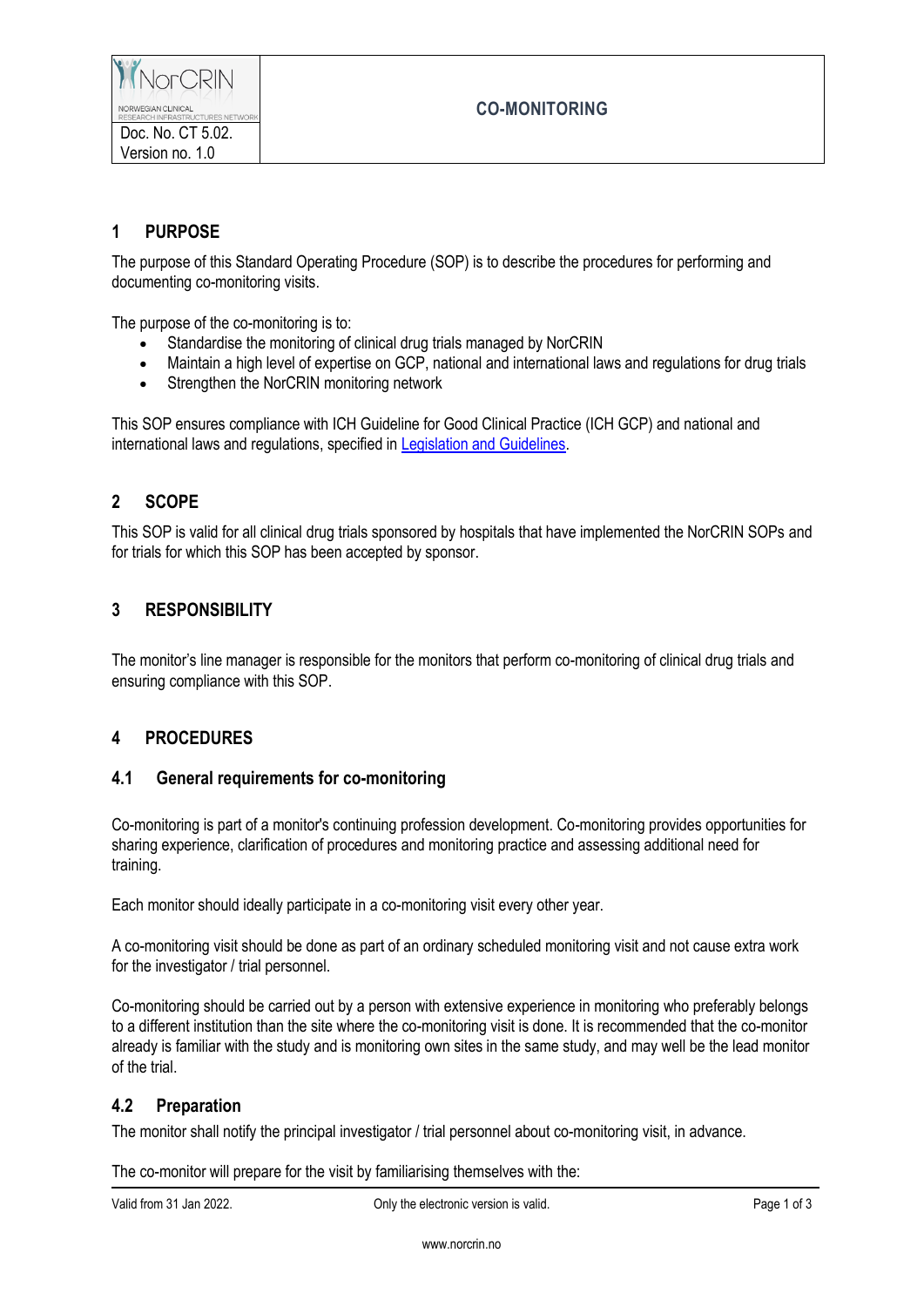# CO-MONITORING

## 1 PURPOSE

The purpose of this Standard Operating Procedure (SOP) is to describe the procedures for performing and documenting co-monitoring visits.

The purpose of the co-monitoring is to:

- Standardise the monitoring of clinical drug trials managed by NorCRIN
- Maintain a high level of expertise on GCP, national and international laws and regulations for drug trials
- Strengthen the NorCRIN monitoring network

This SOP ensures compliance with ICH Guideline for Good Clinical Practice (ICH GCP) and national and international laws and regulations, specified in Legislation and Guidelines.

## 2 SCOPE

This SOP is valid for all clinical drug trials sponsored by hospitals that have implemented the NorCRIN SOPs and for trials for which this SOP has been accepted by sponsor.

## 3 RESPONSIBILITY

The monitor's line manager is responsible for the monitors that perform co-monitoring of clinical drug trials and ensuring compliance with this SOP.

## 4 PROCEDURES

### 4.1 General requirements for co-monitoring

Co-monitoring is part of a monitor's continuing profession development. Co-monitoring provides opportunities for sharing experience, clarification of procedures and monitoring practice and assessing additional need for training.

Each monitor should ideally participate in a co-monitoring visit every other year.

A co-monitoring visit should be done as part of an ordinary scheduled monitoring visit and not cause extra work for the investigator / trial personnel.

Co-monitoring should be carried out by a person with extensive experience in monitoring who preferably belongs to a different institution than the site where the co-monitoring visit is done. It is recommended that the co-monitor already is familiar with the study and is monitoring own sites in the same study, and may well be the lead monitor of the trial.

### 4.2 Preparation

The monitor shall notify the principal investigator / trial personnel about co-monitoring visit, in advance.

The co-monitor will prepare for the visit by familiarising themselves with the: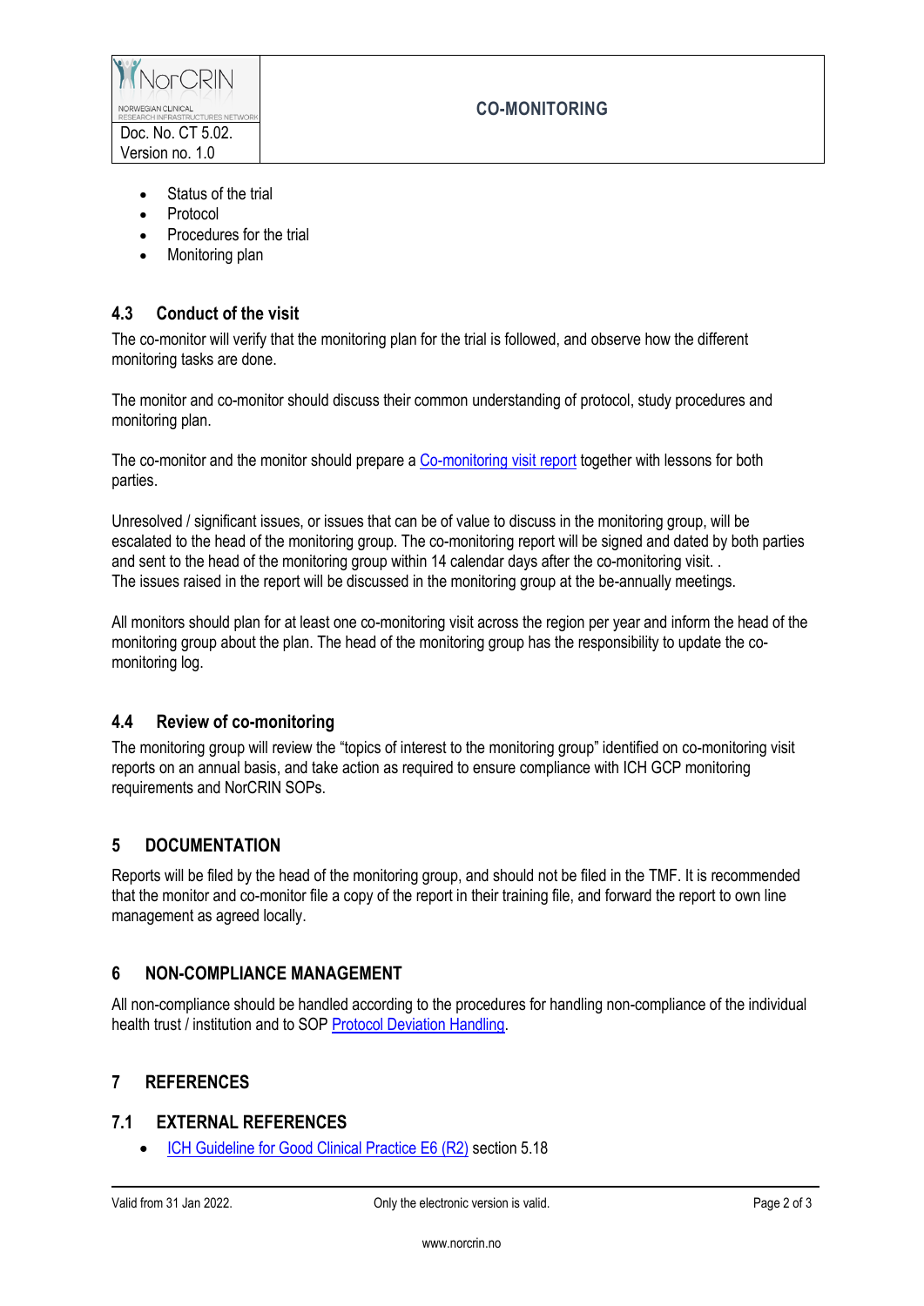- Status of the trial
- Protocol
- Procedures for the trial
- Monitoring plan

### 4.3 Conduct of the visit

The co-monitor will verify that the monitoring plan for the trial is followed, and observe how the different monitoring tasks are done.

The monitor and co-monitor should discuss their common understanding of protocol, study procedures and monitoring plan.

The co-monitor and the monitor should prepare a Co-monitoring visit report together with lessons for both parties.

Unresolved / significant issues, or issues that can be of value to discuss in the monitoring group, will be escalated to the head of the monitoring group. The co-monitoring report will be signed and dated by both parties and sent to the head of the monitoring group within 14 calendar days after the co-monitoring visit. .
The issues raised in the report will be discussed in the monitoring group at the be-annually meetings.

All monitors should plan for at least one co-monitoring visit across the region per year and inform the head of the monitoring group about the plan. The head of the monitoring group has the responsibility to update the co-monitoring log.

### 4.4 Review of co-monitoring

The monitoring group will review the "topics of interest to the monitoring group" identified on co-monitoring visit reports on an annual basis, and take action as required to ensure compliance with ICH GCP monitoring requirements and NorCRIN SOPs.

## 5 DOCUMENTATION

Reports will be filed by the head of the monitoring group, and should not be filed in the TMF. It is recommended that the monitor and co-monitor file a copy of the report in their training file, and forward the report to own line management as agreed locally.

## 6 NON-COMPLIANCE MANAGEMENT

All non-compliance should be handled according to the procedures for handling non-compliance of the individual health trust / institution and to SOP Protocol Deviation Handling.

## 7 REFERENCES

### 7.1 EXTERNAL REFERENCES

- ICH Guideline for Good Clinical Practice E6 (R2) section 5.18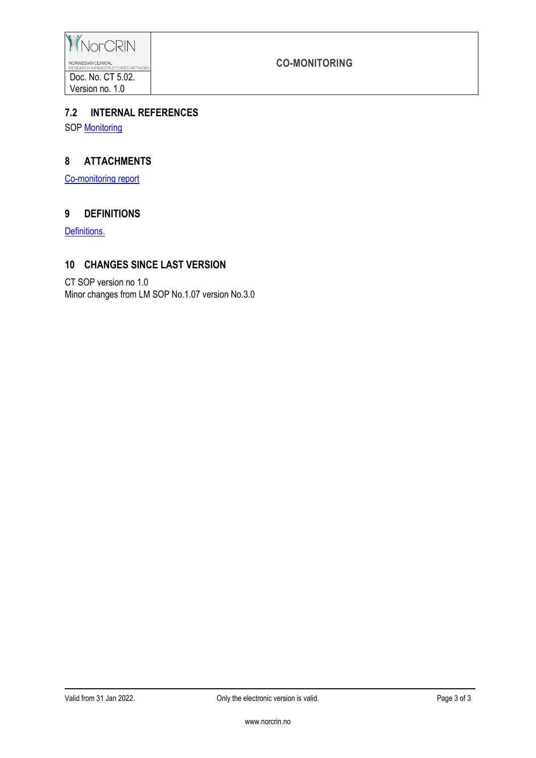## 7.2 INTERNAL REFERENCES

SOP Monitoring

## 8 ATTACHMENTS

Co-monitoring report

## 9 DEFINITIONS

Definitions.

## 10 CHANGES SINCE LAST VERSION

CT SOP version no 1.0
Minor changes from LM SOP No.1.07 version No.3.0